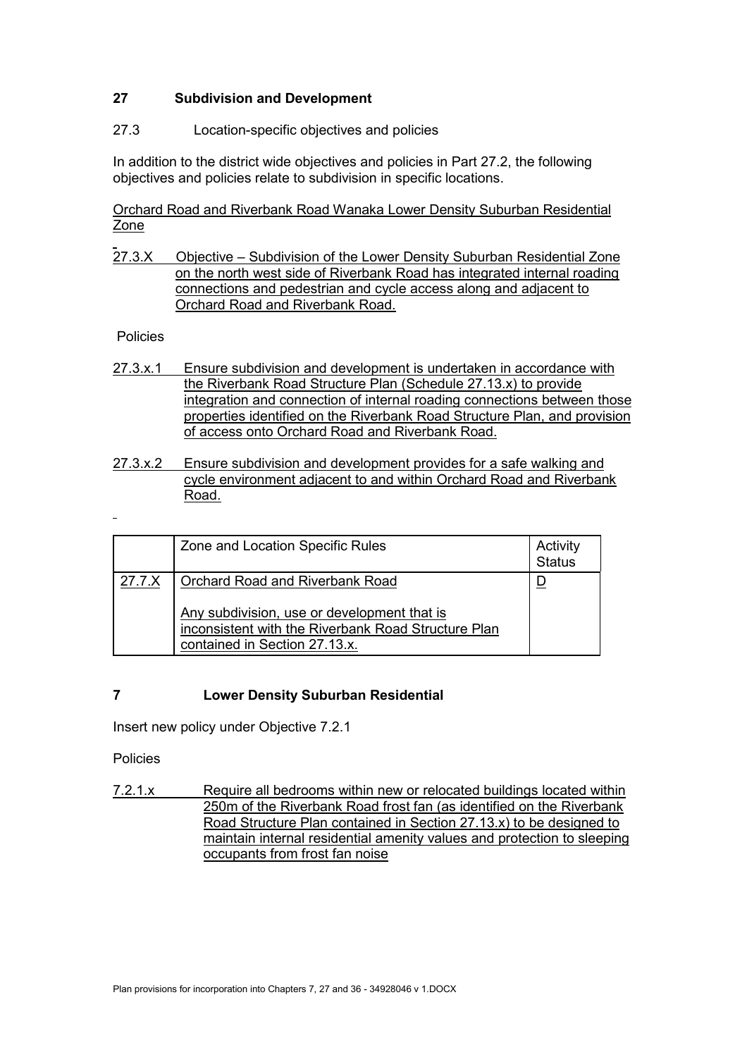## 27 Subdivision and Development

27.3 Location-specific objectives and policies

In addition to the district wide objectives and policies in Part 27.2, the following objectives and policies relate to subdivision in specific locations.

Orchard Road and Riverbank Road Wanaka Lower Density Suburban Residential Zone

27.3.X Objective – Subdivision of the Lower Density Suburban Residential Zone on the north west side of Riverbank Road has integrated internal roading connections and pedestrian and cycle access along and adjacent to Orchard Road and Riverbank Road.

Policies

27.3.x.1 Ensure subdivision and development is undertaken in accordance with the Riverbank Road Structure Plan (Schedule 27.13.x) to provide integration and connection of internal roading connections between those properties identified on the Riverbank Road Structure Plan, and provision of access onto Orchard Road and Riverbank Road.

27.3.x.2 Ensure subdivision and development provides for a safe walking and cycle environment adjacent to and within Orchard Road and Riverbank Road.

| | Zone and Location Specific Rules | Activity Status |
|---|---|---|
| 27.7.X | Orchard Road and Riverbank Road<br><br>Any subdivision, use or development that is inconsistent with the Riverbank Road Structure Plan contained in Section 27.13.x. | D |

## 7 Lower Density Suburban Residential

Insert new policy under Objective 7.2.1

Policies

7.2.1.x Require all bedrooms within new or relocated buildings located within 250m of the Riverbank Road frost fan (as identified on the Riverbank Road Structure Plan contained in Section 27.13.x) to be designed to maintain internal residential amenity values and protection to sleeping occupants from frost fan noise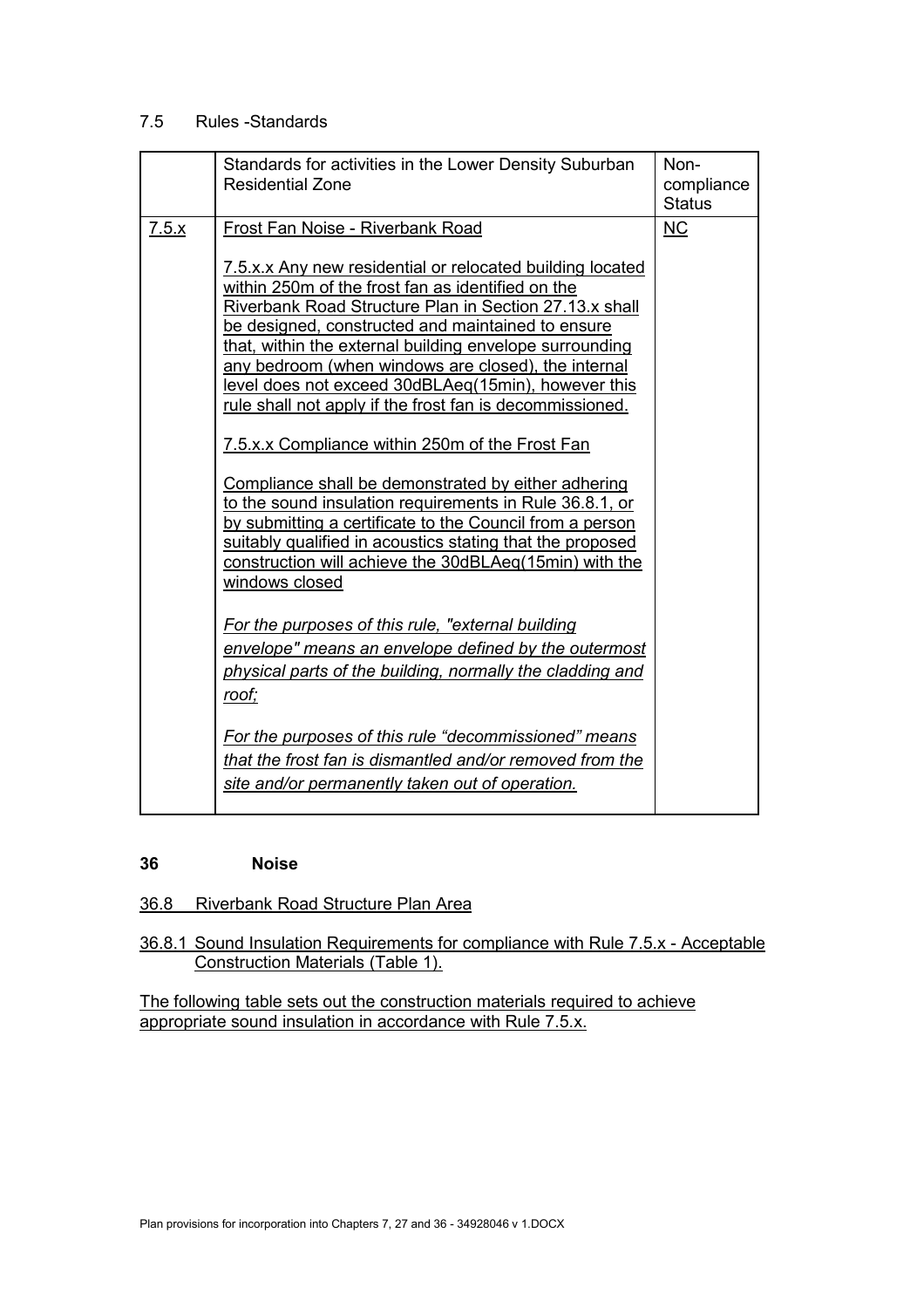## 7.5 Rules -Standards

| | Standards for activities in the Lower Density Suburban Residential Zone | Non-compliance Status |
|---|---|---|
| 7.5.x | Frost Fan Noise - Riverbank Road<br><br>7.5.x.x Any new residential or relocated building located within 250m of the frost fan as identified on the Riverbank Road Structure Plan in Section 27.13.x shall be designed, constructed and maintained to ensure that, within the external building envelope surrounding any bedroom (when windows are closed), the internal level does not exceed 30dBLAeq(15min), however this rule shall not apply if the frost fan is decommissioned.<br><br>7.5.x.x Compliance within 250m of the Frost Fan<br><br>Compliance shall be demonstrated by either adhering to the sound insulation requirements in Rule 36.8.1, or by submitting a certificate to the Council from a person suitably qualified in acoustics stating that the proposed construction will achieve the 30dBLAeq(15min) with the windows closed<br><br>*For the purposes of this rule, "external building envelope" means an envelope defined by the outermost physical parts of the building, normally the cladding and roof;*<br><br>*For the purposes of this rule "decommissioned" means that the frost fan is dismantled and/or removed from the site and/or permanently taken out of operation.* | NC |

# 36 Noise

## 36.8 Riverbank Road Structure Plan Area

### 36.8.1 Sound Insulation Requirements for compliance with Rule 7.5.x - Acceptable Construction Materials (Table 1).

The following table sets out the construction materials required to achieve appropriate sound insulation in accordance with Rule 7.5.x.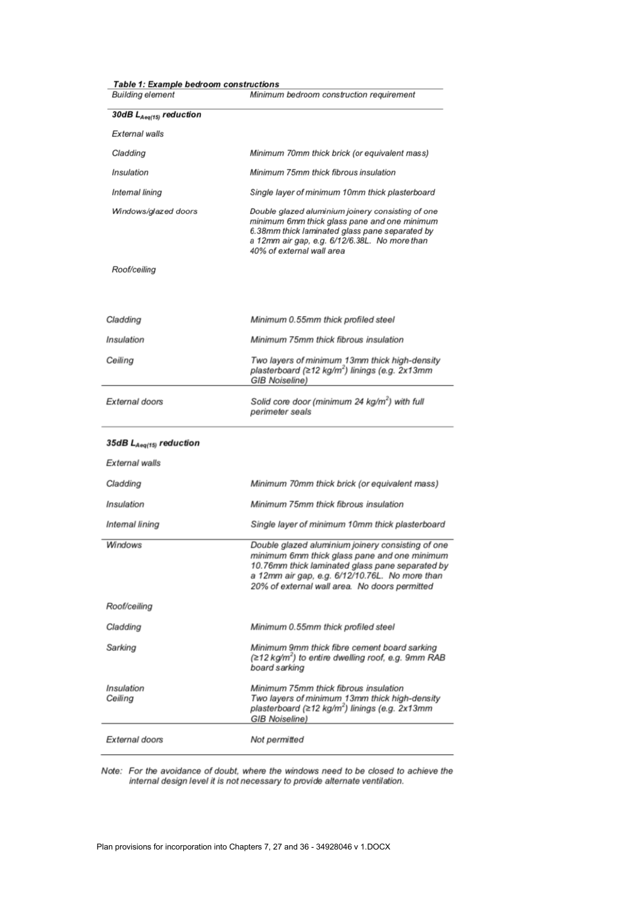*Table 1: Example bedroom constructions*

| *Building element* | *Minimum bedroom construction requirement* |
|---|---|
| ***30dB $L_{Aeq(15)}$ reduction*** | |
| *External walls* | |
| *Cladding* | *Minimum 70mm thick brick (or equivalent mass)* |
| *Insulation* | *Minimum 75mm thick fibrous insulation* |
| *Internal lining* | *Single layer of minimum 10mm thick plasterboard* |
| *Windows/glazed doors* | *Double glazed aluminium joinery consisting of one minimum 6mm thick glass pane and one minimum 6.38mm thick laminated glass pane separated by a 12mm air gap, e.g. 6/12/6.38L. No more than 40% of external wall area* |
| *Roof/ceiling* | |
| *Cladding* | *Minimum 0.55mm thick profiled steel* |
| *Insulation* | *Minimum 75mm thick fibrous insulation* |
| *Ceiling* | *Two layers of minimum 13mm thick high-density plasterboard (≥12 kg/m²) linings (e.g. 2x13mm GIB Noiseline)* |
| *External doors* | *Solid core door (minimum 24 kg/m²) with full perimeter seals* |
| ***35dB $L_{Aeq(15)}$ reduction*** | |
| *External walls* | |
| *Cladding* | *Minimum 70mm thick brick (or equivalent mass)* |
| *Insulation* | *Minimum 75mm thick fibrous insulation* |
| *Internal lining* | *Single layer of minimum 10mm thick plasterboard* |
| *Windows* | *Double glazed aluminium joinery consisting of one minimum 6mm thick glass pane and one minimum 10.76mm thick laminated glass pane separated by a 12mm air gap, e.g. 6/12/10.76L. No more than 20% of external wall area. No doors permitted* |
| *Roof/ceiling* | |
| *Cladding* | *Minimum 0.55mm thick profiled steel* |
| *Sarking* | *Minimum 9mm thick fibre cement board sarking (≥12 kg/m²) to entire dwelling roof, e.g. 9mm RAB board sarking* |
| *Insulation* | *Minimum 75mm thick fibrous insulation* |
| *Ceiling* | *Two layers of minimum 13mm thick high-density plasterboard (≥12 kg/m²) linings (e.g. 2x13mm GIB Noiseline)* |
| *External doors* | *Not permitted* |

*Note: For the avoidance of doubt, where the windows need to be closed to achieve the internal design level it is not necessary to provide alternate ventilation.*